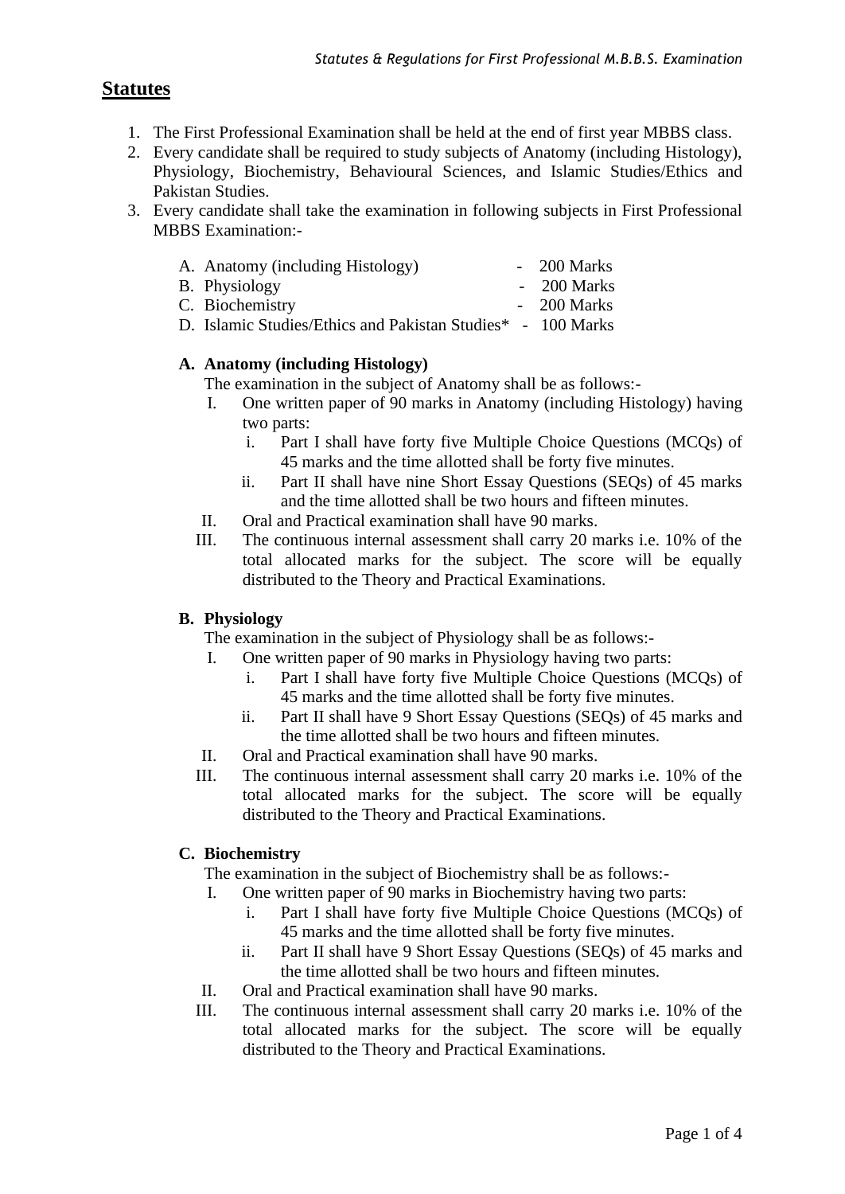# Statutes

1. The First Professional Examination shall be held at the end of first year MBBS class.
2. Every candidate shall be required to study subjects of Anatomy (including Histology), Physiology, Biochemistry, Behavioural Sciences, and Islamic Studies/Ethics and Pakistan Studies.
3. Every candidate shall take the examination in following subjects in First Professional MBBS Examination:-

   A. Anatomy (including Histology) - 200 Marks
   B. Physiology - 200 Marks
   C. Biochemistry - 200 Marks
   D. Islamic Studies/Ethics and Pakistan Studies* - 100 Marks

   **A. Anatomy (including Histology)**

   The examination in the subject of Anatomy shall be as follows:-

   I. One written paper of 90 marks in Anatomy (including Histology) having two parts:
      i. Part I shall have forty five Multiple Choice Questions (MCQs) of 45 marks and the time allotted shall be forty five minutes.
      ii. Part II shall have nine Short Essay Questions (SEQs) of 45 marks and the time allotted shall be two hours and fifteen minutes.

   II. Oral and Practical examination shall have 90 marks.

   III. The continuous internal assessment shall carry 20 marks i.e. 10% of the total allocated marks for the subject. The score will be equally distributed to the Theory and Practical Examinations.

   **B. Physiology**

   The examination in the subject of Physiology shall be as follows:-

   I. One written paper of 90 marks in Physiology having two parts:
      i. Part I shall have forty five Multiple Choice Questions (MCQs) of 45 marks and the time allotted shall be forty five minutes.
      ii. Part II shall have 9 Short Essay Questions (SEQs) of 45 marks and the time allotted shall be two hours and fifteen minutes.

   II. Oral and Practical examination shall have 90 marks.

   III. The continuous internal assessment shall carry 20 marks i.e. 10% of the total allocated marks for the subject. The score will be equally distributed to the Theory and Practical Examinations.

   **C. Biochemistry**

   The examination in the subject of Biochemistry shall be as follows:-

   I. One written paper of 90 marks in Biochemistry having two parts:
      i. Part I shall have forty five Multiple Choice Questions (MCQs) of 45 marks and the time allotted shall be forty five minutes.
      ii. Part II shall have 9 Short Essay Questions (SEQs) of 45 marks and the time allotted shall be two hours and fifteen minutes.

   II. Oral and Practical examination shall have 90 marks.

   III. The continuous internal assessment shall carry 20 marks i.e. 10% of the total allocated marks for the subject. The score will be equally distributed to the Theory and Practical Examinations.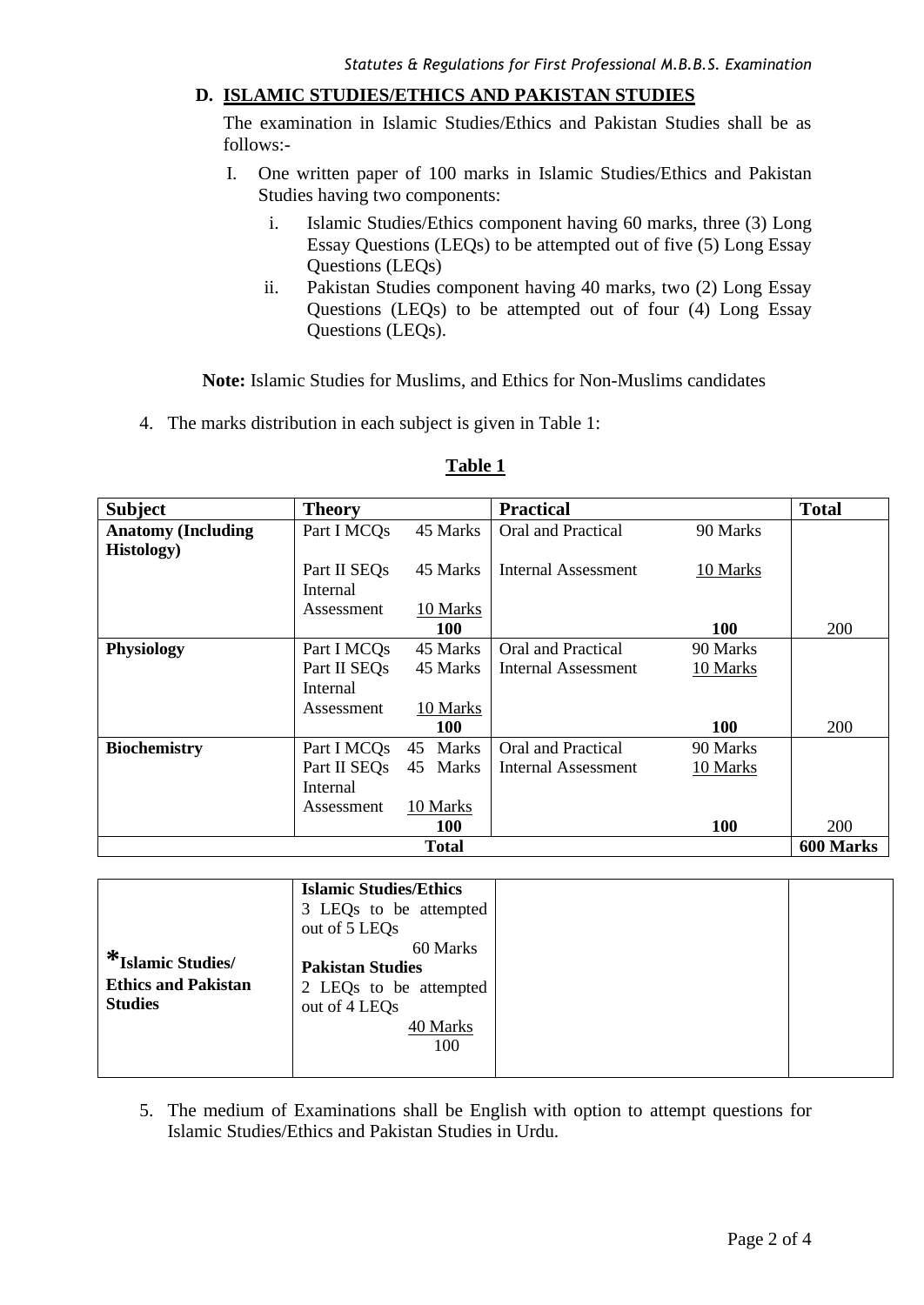### D. ISLAMIC STUDIES/ETHICS AND PAKISTAN STUDIES

The examination in Islamic Studies/Ethics and Pakistan Studies shall be as follows:-

I. One written paper of 100 marks in Islamic Studies/Ethics and Pakistan Studies having two components:
   i. Islamic Studies/Ethics component having 60 marks, three (3) Long Essay Questions (LEQs) to be attempted out of five (5) Long Essay Questions (LEQs)
   ii. Pakistan Studies component having 40 marks, two (2) Long Essay Questions (LEQs) to be attempted out of four (4) Long Essay Questions (LEQs).

**Note:** Islamic Studies for Muslims, and Ethics for Non-Muslims candidates

4. The marks distribution in each subject is given in Table 1:

**Table 1**

| Subject | Theory | Practical | Total |
|---|---|---|---|
| **Anatomy (Including Histology)** | Part I MCQs 45 Marks<br>Part II SEQs 45 Marks<br>Internal Assessment 10 Marks<br>**100** | Oral and Practical 90 Marks<br>Internal Assessment 10 Marks<br>**100** | 200 |
| **Physiology** | Part I MCQs 45 Marks<br>Part II SEQs 45 Marks<br>Internal Assessment 10 Marks<br>**100** | Oral and Practical 90 Marks<br>Internal Assessment 10 Marks<br>**100** | 200 |
| **Biochemistry** | Part I MCQs 45 Marks<br>Part II SEQs 45 Marks<br>Internal Assessment 10 Marks<br>**100** | Oral and Practical 90 Marks<br>Internal Assessment 10 Marks<br>**100** | 200 |
| | **Total** | | **600 Marks** |

| | | | |
|---|---|---|---|
| ***Islamic Studies/ Ethics and Pakistan Studies** | **Islamic Studies/Ethics**<br>3 LEQs to be attempted out of 5 LEQs<br>60 Marks<br>**Pakistan Studies**<br>2 LEQs to be attempted out of 4 LEQs<br>40 Marks<br>100 | | |

5. The medium of Examinations shall be English with option to attempt questions for Islamic Studies/Ethics and Pakistan Studies in Urdu.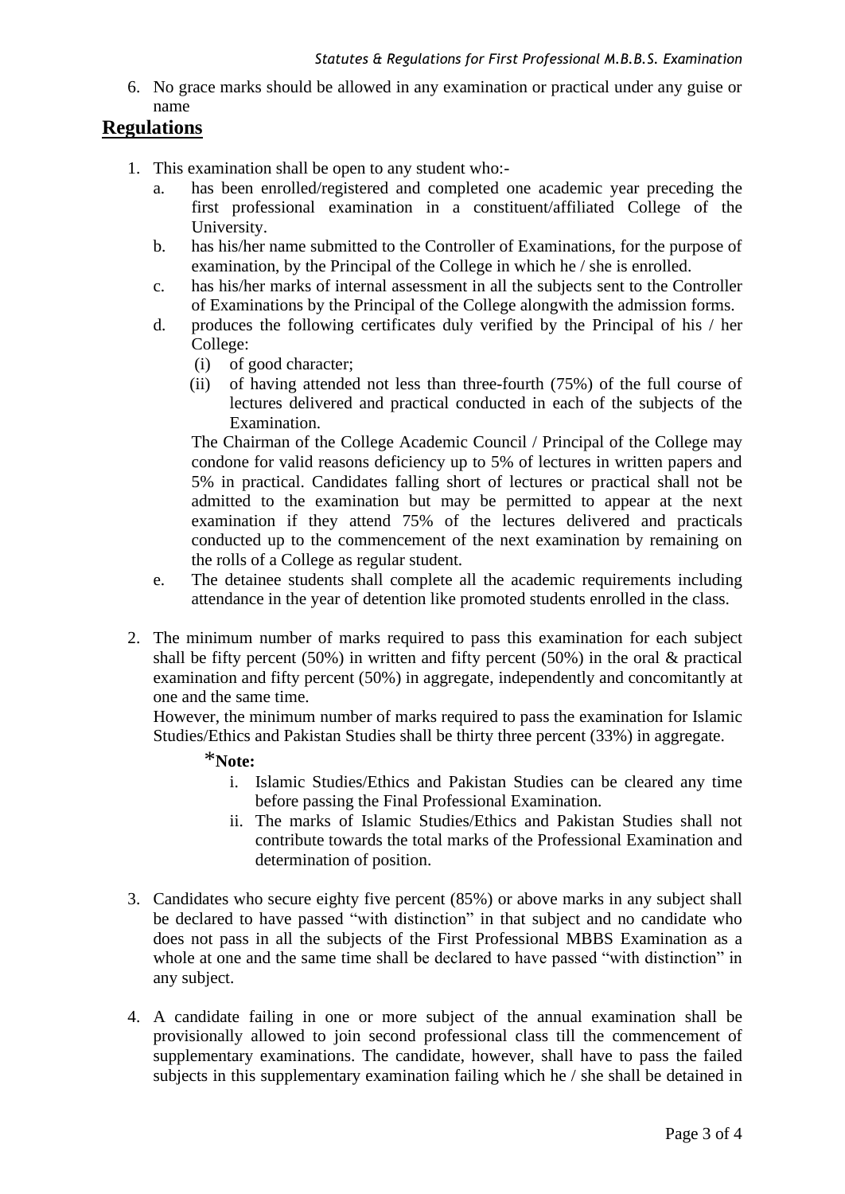6. No grace marks should be allowed in any examination or practical under any guise or name

## Regulations

1. This examination shall be open to any student who:-
   a. has been enrolled/registered and completed one academic year preceding the first professional examination in a constituent/affiliated College of the University.
   b. has his/her name submitted to the Controller of Examinations, for the purpose of examination, by the Principal of the College in which he / she is enrolled.
   c. has his/her marks of internal assessment in all the subjects sent to the Controller of Examinations by the Principal of the College alongwith the admission forms.
   d. produces the following certificates duly verified by the Principal of his / her College:
      (i) of good character;
      (ii) of having attended not less than three-fourth (75%) of the full course of lectures delivered and practical conducted in each of the subjects of the Examination.

      The Chairman of the College Academic Council / Principal of the College may condone for valid reasons deficiency up to 5% of lectures in written papers and 5% in practical. Candidates falling short of lectures or practical shall not be admitted to the examination but may be permitted to appear at the next examination if they attend 75% of the lectures delivered and practicals conducted up to the commencement of the next examination by remaining on the rolls of a College as regular student.
   e. The detainee students shall complete all the academic requirements including attendance in the year of detention like promoted students enrolled in the class.

2. The minimum number of marks required to pass this examination for each subject shall be fifty percent (50%) in written and fifty percent (50%) in the oral & practical examination and fifty percent (50%) in aggregate, independently and concomitantly at one and the same time.

   However, the minimum number of marks required to pass the examination for Islamic Studies/Ethics and Pakistan Studies shall be thirty three percent (33%) in aggregate.

   ***Note:**
   i. Islamic Studies/Ethics and Pakistan Studies can be cleared any time before passing the Final Professional Examination.
   ii. The marks of Islamic Studies/Ethics and Pakistan Studies shall not contribute towards the total marks of the Professional Examination and determination of position.

3. Candidates who secure eighty five percent (85%) or above marks in any subject shall be declared to have passed "with distinction" in that subject and no candidate who does not pass in all the subjects of the First Professional MBBS Examination as a whole at one and the same time shall be declared to have passed "with distinction" in any subject.

4. A candidate failing in one or more subject of the annual examination shall be provisionally allowed to join second professional class till the commencement of supplementary examinations. The candidate, however, shall have to pass the failed subjects in this supplementary examination failing which he / she shall be detained in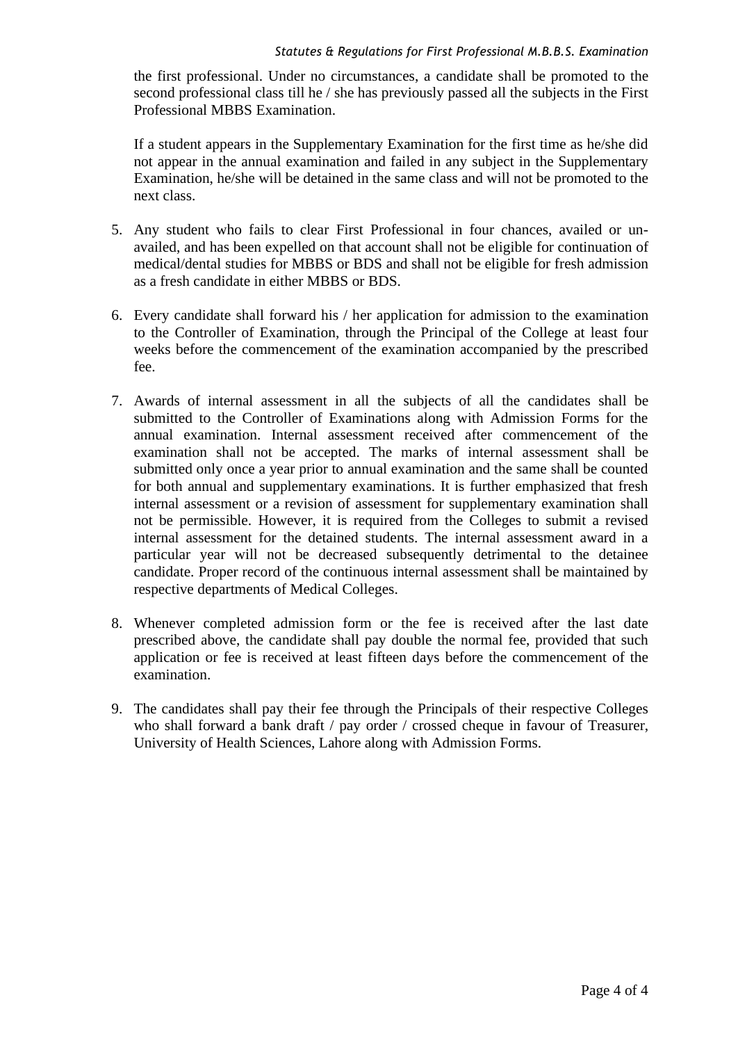the first professional. Under no circumstances, a candidate shall be promoted to the second professional class till he / she has previously passed all the subjects in the First Professional MBBS Examination.

If a student appears in the Supplementary Examination for the first time as he/she did not appear in the annual examination and failed in any subject in the Supplementary Examination, he/she will be detained in the same class and will not be promoted to the next class.

5. Any student who fails to clear First Professional in four chances, availed or un-availed, and has been expelled on that account shall not be eligible for continuation of medical/dental studies for MBBS or BDS and shall not be eligible for fresh admission as a fresh candidate in either MBBS or BDS.

6. Every candidate shall forward his / her application for admission to the examination to the Controller of Examination, through the Principal of the College at least four weeks before the commencement of the examination accompanied by the prescribed fee.

7. Awards of internal assessment in all the subjects of all the candidates shall be submitted to the Controller of Examinations along with Admission Forms for the annual examination. Internal assessment received after commencement of the examination shall not be accepted. The marks of internal assessment shall be submitted only once a year prior to annual examination and the same shall be counted for both annual and supplementary examinations. It is further emphasized that fresh internal assessment or a revision of assessment for supplementary examination shall not be permissible. However, it is required from the Colleges to submit a revised internal assessment for the detained students. The internal assessment award in a particular year will not be decreased subsequently detrimental to the detainee candidate. Proper record of the continuous internal assessment shall be maintained by respective departments of Medical Colleges.

8. Whenever completed admission form or the fee is received after the last date prescribed above, the candidate shall pay double the normal fee, provided that such application or fee is received at least fifteen days before the commencement of the examination.

9. The candidates shall pay their fee through the Principals of their respective Colleges who shall forward a bank draft / pay order / crossed cheque in favour of Treasurer, University of Health Sciences, Lahore along with Admission Forms.